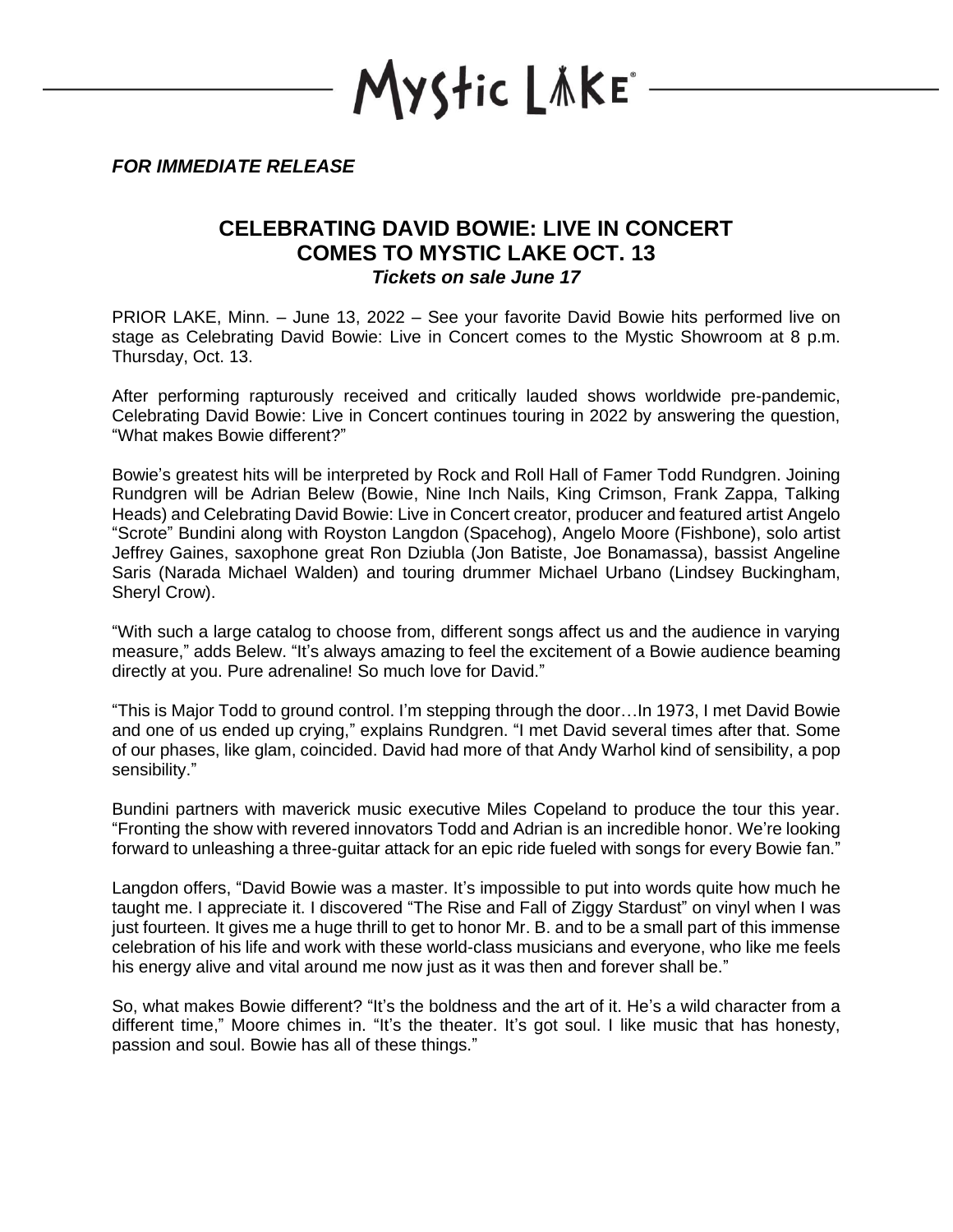Mystic Lake®

***FOR IMMEDIATE RELEASE***

# CELEBRATING DAVID BOWIE: LIVE IN CONCERT COMES TO MYSTIC LAKE OCT. 13

***Tickets on sale June 17***

PRIOR LAKE, Minn. – June 13, 2022 – See your favorite David Bowie hits performed live on stage as Celebrating David Bowie: Live in Concert comes to the Mystic Showroom at 8 p.m. Thursday, Oct. 13.

After performing rapturously received and critically lauded shows worldwide pre-pandemic, Celebrating David Bowie: Live in Concert continues touring in 2022 by answering the question, "What makes Bowie different?"

Bowie's greatest hits will be interpreted by Rock and Roll Hall of Famer Todd Rundgren. Joining Rundgren will be Adrian Belew (Bowie, Nine Inch Nails, King Crimson, Frank Zappa, Talking Heads) and Celebrating David Bowie: Live in Concert creator, producer and featured artist Angelo "Scrote" Bundini along with Royston Langdon (Spacehog), Angelo Moore (Fishbone), solo artist Jeffrey Gaines, saxophone great Ron Dziubla (Jon Batiste, Joe Bonamassa), bassist Angeline Saris (Narada Michael Walden) and touring drummer Michael Urbano (Lindsey Buckingham, Sheryl Crow).

"With such a large catalog to choose from, different songs affect us and the audience in varying measure," adds Belew. "It's always amazing to feel the excitement of a Bowie audience beaming directly at you. Pure adrenaline! So much love for David."

"This is Major Todd to ground control. I'm stepping through the door…In 1973, I met David Bowie and one of us ended up crying," explains Rundgren. "I met David several times after that. Some of our phases, like glam, coincided. David had more of that Andy Warhol kind of sensibility, a pop sensibility."

Bundini partners with maverick music executive Miles Copeland to produce the tour this year. "Fronting the show with revered innovators Todd and Adrian is an incredible honor. We're looking forward to unleashing a three-guitar attack for an epic ride fueled with songs for every Bowie fan."

Langdon offers, "David Bowie was a master. It's impossible to put into words quite how much he taught me. I appreciate it. I discovered "The Rise and Fall of Ziggy Stardust" on vinyl when I was just fourteen. It gives me a huge thrill to get to honor Mr. B. and to be a small part of this immense celebration of his life and work with these world-class musicians and everyone, who like me feels his energy alive and vital around me now just as it was then and forever shall be."

So, what makes Bowie different? "It's the boldness and the art of it. He's a wild character from a different time," Moore chimes in. "It's the theater. It's got soul. I like music that has honesty, passion and soul. Bowie has all of these things."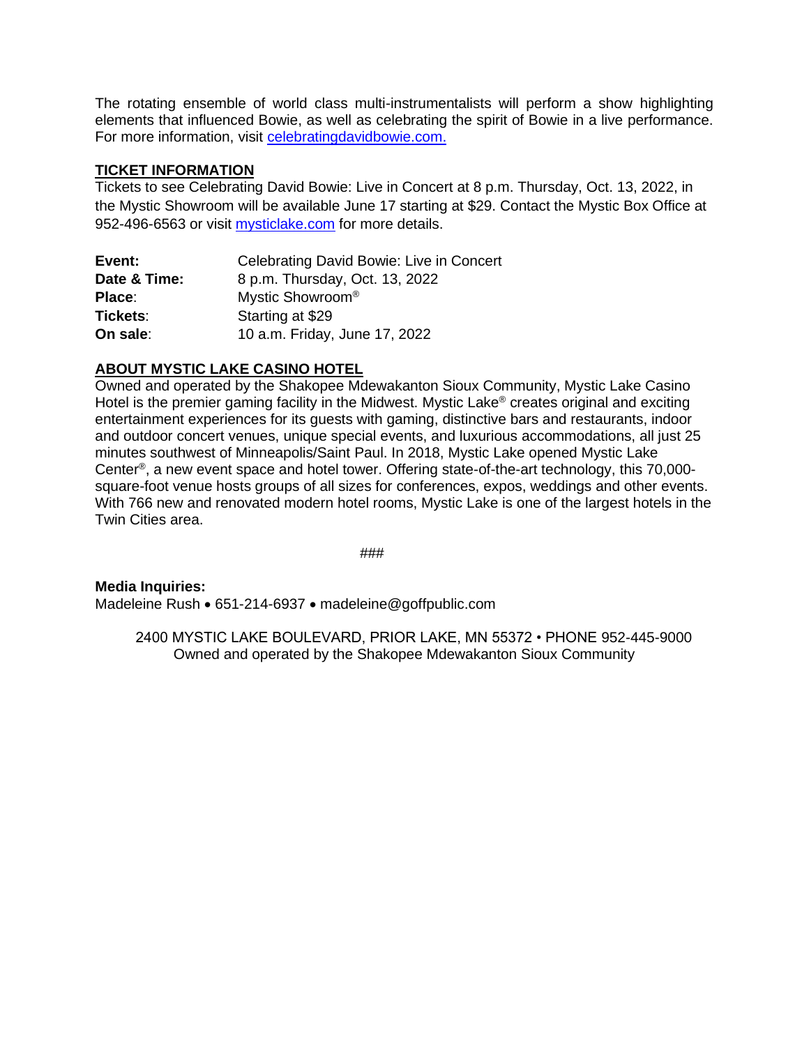The rotating ensemble of world class multi-instrumentalists will perform a show highlighting elements that influenced Bowie, as well as celebrating the spirit of Bowie in a live performance. For more information, visit [celebratingdavidbowie.com.](celebratingdavidbowie.com)

## TICKET INFORMATION

Tickets to see Celebrating David Bowie: Live in Concert at 8 p.m. Thursday, Oct. 13, 2022, in the Mystic Showroom will be available June 17 starting at $29. Contact the Mystic Box Office at 952-496-6563 or visit [mysticlake.com](mysticlake.com) for more details.

| | |
|---|---|
| **Event:** | Celebrating David Bowie: Live in Concert |
| **Date & Time:** | 8 p.m. Thursday, Oct. 13, 2022 |
| **Place**: | Mystic Showroom® |
| **Tickets**: | Starting at $29 |
| **On sale**: | 10 a.m. Friday, June 17, 2022 |

## ABOUT MYSTIC LAKE CASINO HOTEL

Owned and operated by the Shakopee Mdewakanton Sioux Community, Mystic Lake Casino Hotel is the premier gaming facility in the Midwest. Mystic Lake® creates original and exciting entertainment experiences for its guests with gaming, distinctive bars and restaurants, indoor and outdoor concert venues, unique special events, and luxurious accommodations, all just 25 minutes southwest of Minneapolis/Saint Paul. In 2018, Mystic Lake opened Mystic Lake Center®, a new event space and hotel tower. Offering state-of-the-art technology, this 70,000-square-foot venue hosts groups of all sizes for conferences, expos, weddings and other events. With 766 new and renovated modern hotel rooms, Mystic Lake is one of the largest hotels in the Twin Cities area.

###

**Media Inquiries:**
Madeleine Rush • 651-214-6937 • madeleine@goffpublic.com

2400 MYSTIC LAKE BOULEVARD, PRIOR LAKE, MN 55372 • PHONE 952-445-9000
Owned and operated by the Shakopee Mdewakanton Sioux Community